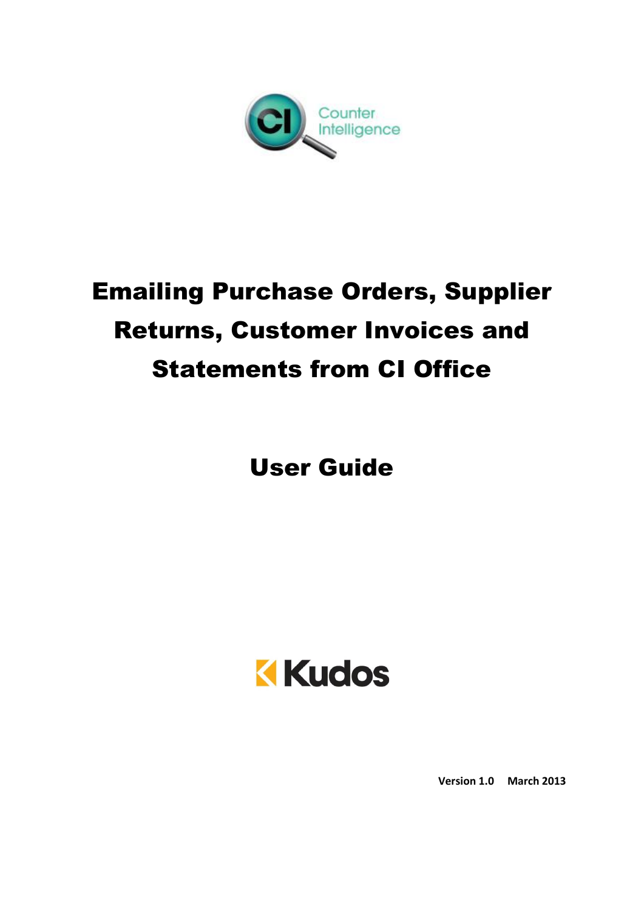Counter Intelligence

# Emailing Purchase Orders, Supplier Returns, Customer Invoices and Statements from CI Office

## User Guide

Kudos

**Version 1.0 March 2013**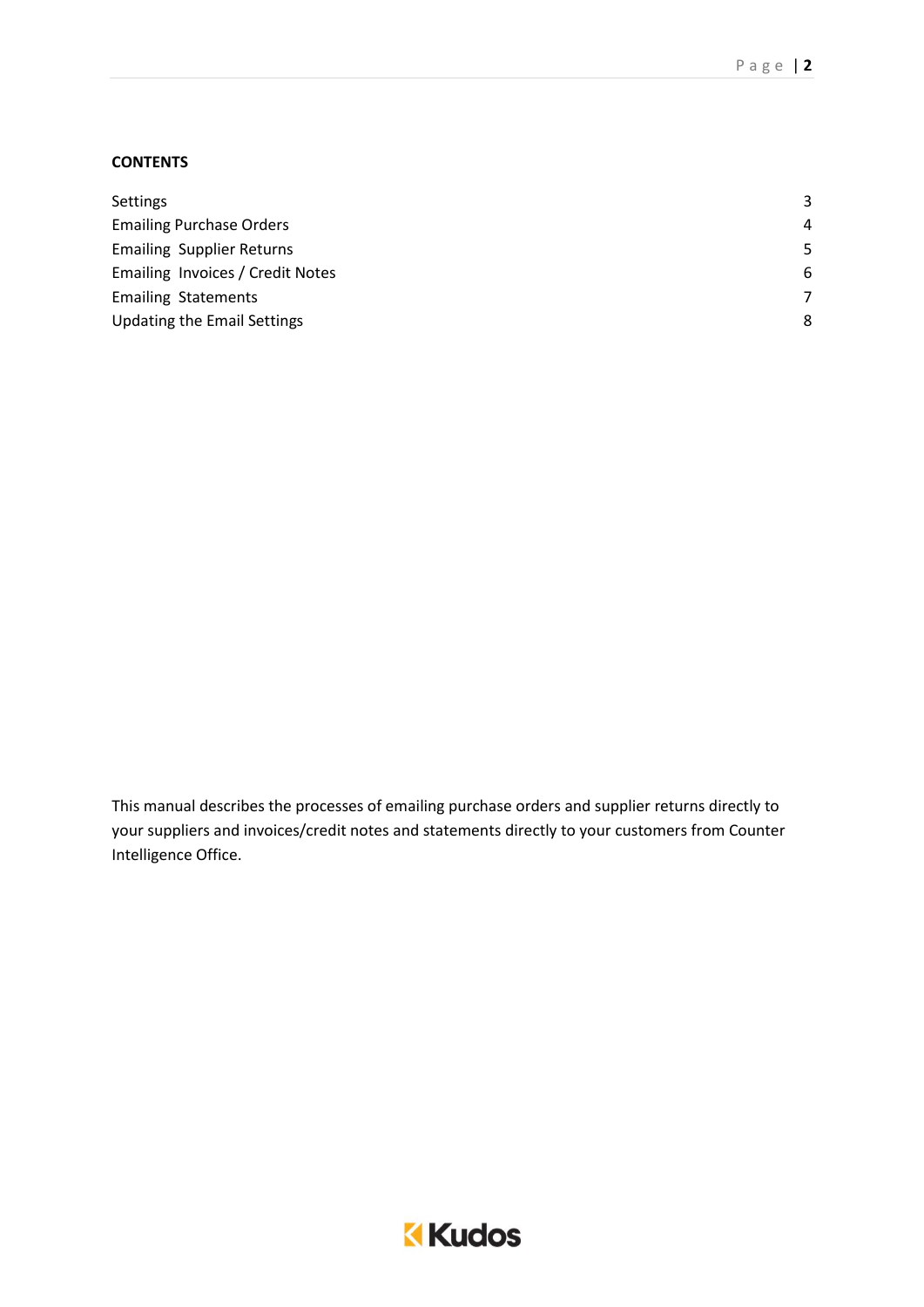**CONTENTS**

| | |
|---|---|
| Settings | 3 |
| Emailing Purchase Orders | 4 |
| Emailing Supplier Returns | 5 |
| Emailing Invoices / Credit Notes | 6 |
| Emailing Statements | 7 |
| Updating the Email Settings | 8 |

This manual describes the processes of emailing purchase orders and supplier returns directly to your suppliers and invoices/credit notes and statements directly to your customers from Counter Intelligence Office.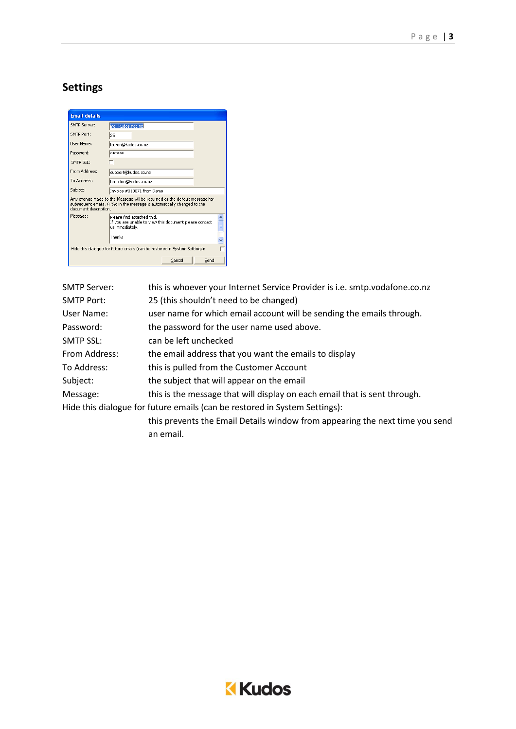## Settings

| | |
|---|---|
| SMTP Server: | this is whoever your Internet Service Provider is i.e. smtp.vodafone.co.nz |
| SMTP Port: | 25 (this shouldn't need to be changed) |
| User Name: | user name for which email account will be sending the emails through. |
| Password: | the password for the user name used above. |
| SMTP SSL: | can be left unchecked |
| From Address: | the email address that you want the emails to display |
| To Address: | this is pulled from the Customer Account |
| Subject: | the subject that will appear on the email |
| Message: | this is the message that will display on each email that is sent through. |

Hide this dialogue for future emails (can be restored in System Settings):

this prevents the Email Details window from appearing the next time you send an email.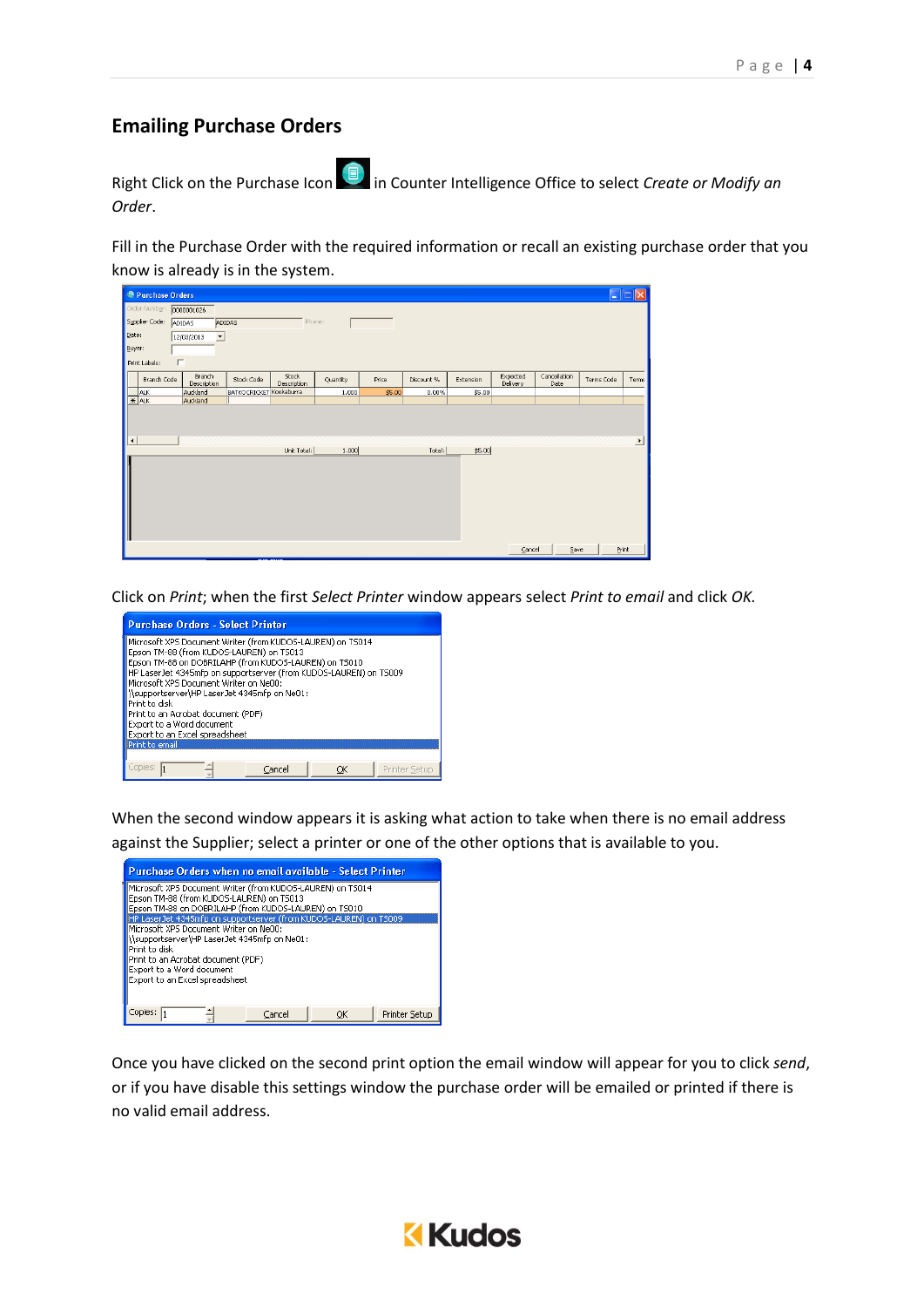## Emailing Purchase Orders

Right Click on the Purchase Icon in Counter Intelligence Office to select *Create or Modify an Order*.

Fill in the Purchase Order with the required information or recall an existing purchase order that you know is already is in the system.

Click on *Print*; when the first *Select Printer* window appears select *Print to email* and click *OK.*

When the second window appears it is asking what action to take when there is no email address against the Supplier; select a printer or one of the other options that is available to you.

Once you have clicked on the second print option the email window will appear for you to click *send*, or if you have disable this settings window the purchase order will be emailed or printed if there is no valid email address.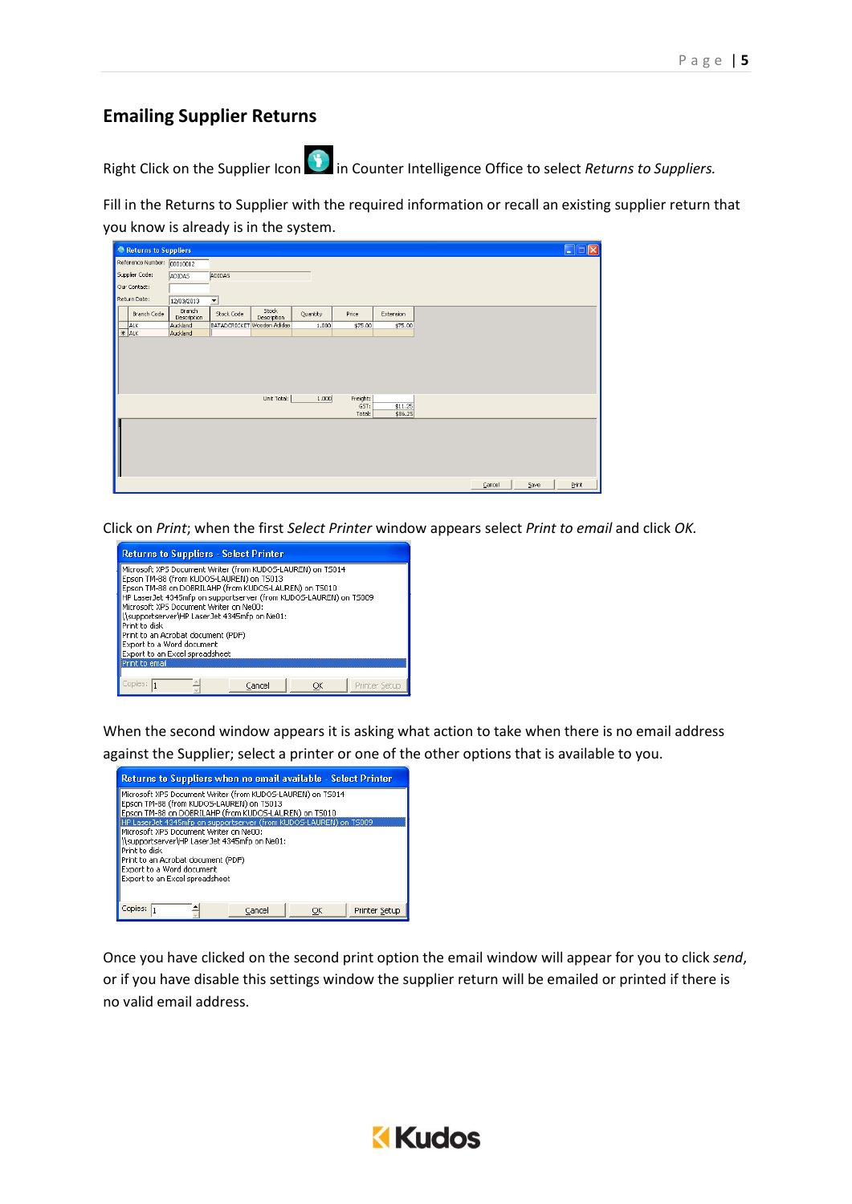## Emailing Supplier Returns

Right Click on the Supplier Icon in Counter Intelligence Office to select *Returns to Suppliers.*

Fill in the Returns to Supplier with the required information or recall an existing supplier return that you know is already is in the system.

Click on *Print*; when the first *Select Printer* window appears select *Print to email* and click *OK.*

When the second window appears it is asking what action to take when there is no email address against the Supplier; select a printer or one of the other options that is available to you.

Once you have clicked on the second print option the email window will appear for you to click *send*, or if you have disable this settings window the supplier return will be emailed or printed if there is no valid email address.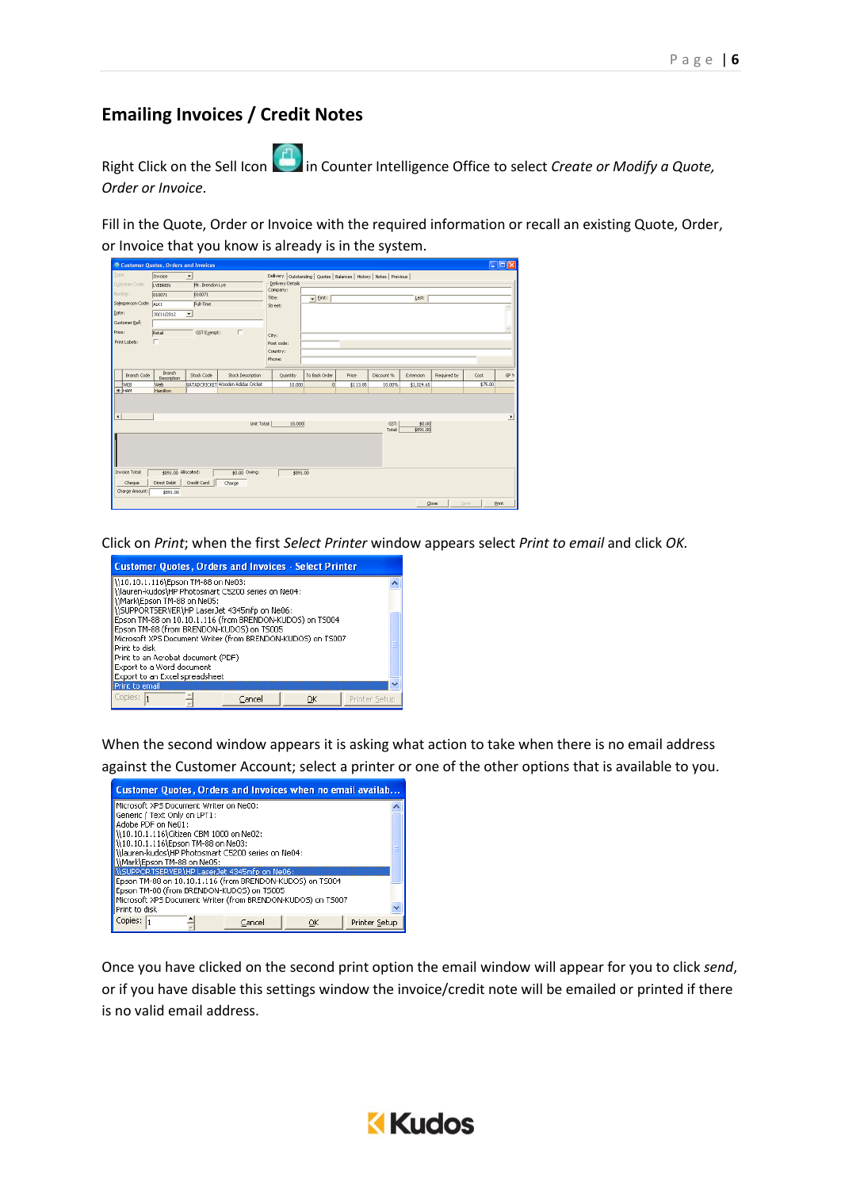## Emailing Invoices / Credit Notes

Right Click on the Sell Icon in Counter Intelligence Office to select *Create or Modify a Quote, Order or Invoice*.

Fill in the Quote, Order or Invoice with the required information or recall an existing Quote, Order, or Invoice that you know is already is in the system.

Click on *Print*; when the first *Select Printer* window appears select *Print to email* and click *OK.*

When the second window appears it is asking what action to take when there is no email address against the Customer Account; select a printer or one of the other options that is available to you.

Once you have clicked on the second print option the email window will appear for you to click *send*, or if you have disable this settings window the invoice/credit note will be emailed or printed if there is no valid email address.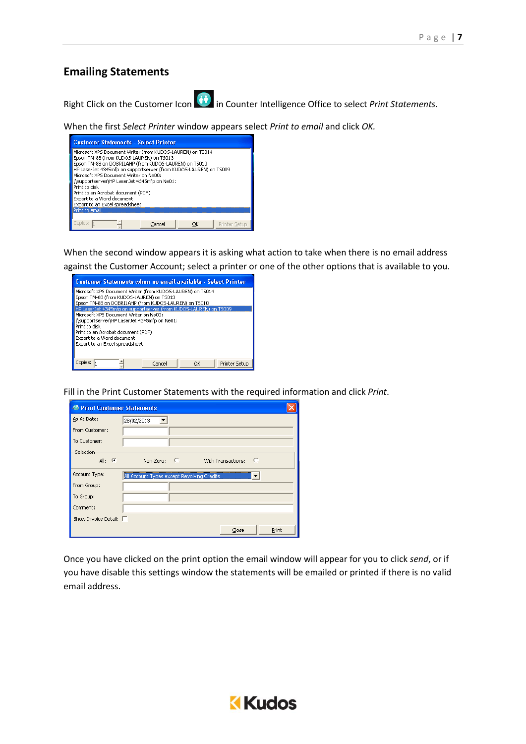## Emailing Statements

Right Click on the Customer Icon in Counter Intelligence Office to select *Print Statements*.

When the first *Select Printer* window appears select *Print to email* and click *OK*.

When the second window appears it is asking what action to take when there is no email address against the Customer Account; select a printer or one of the other options that is available to you.

Fill in the Print Customer Statements with the required information and click *Print*.

Once you have clicked on the print option the email window will appear for you to click *send*, or if you have disable this settings window the statements will be emailed or printed if there is no valid email address.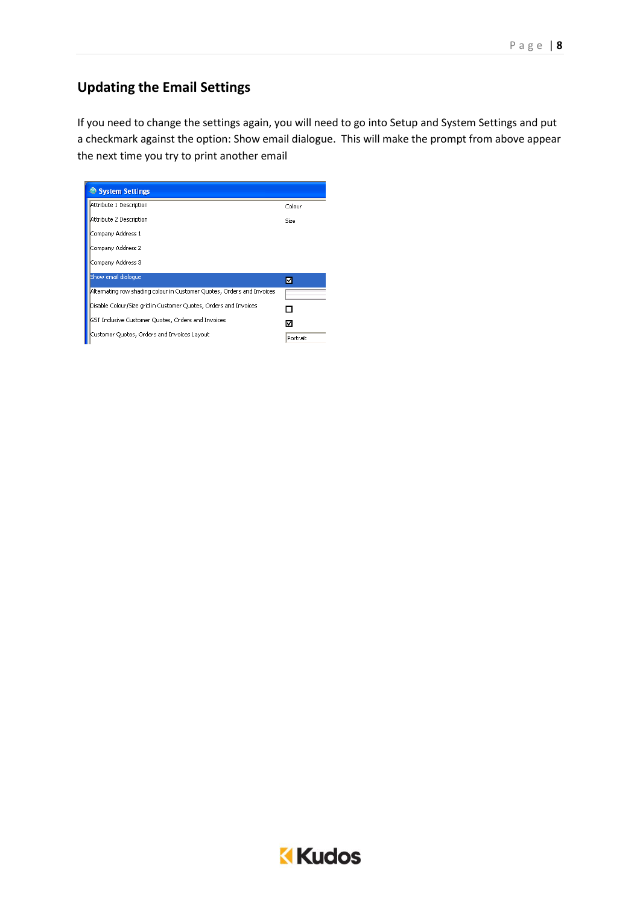## Updating the Email Settings

If you need to change the settings again, you will need to go into Setup and System Settings and put a checkmark against the option: Show email dialogue. This will make the prompt from above appear the next time you try to print another email

System Settings

| | |
|---|---|
| Attribute 1 Description | Colour |
| Attribute 2 Description | Size |
| Company Address 1 | |
| Company Address 2 | |
| Company Address 3 | |
| Show email dialogue | ☑ |
| Alternating row shading colour in Customer Quotes, Orders and Invoices | |
| Disable Colour/Size grid in Customer Quotes, Orders and Invoices | ☐ |
| GST Inclusive Customer Quotes, Orders and Invoices | ☑ |
| Customer Quotes, Orders and Invoices Layout | Portrait |